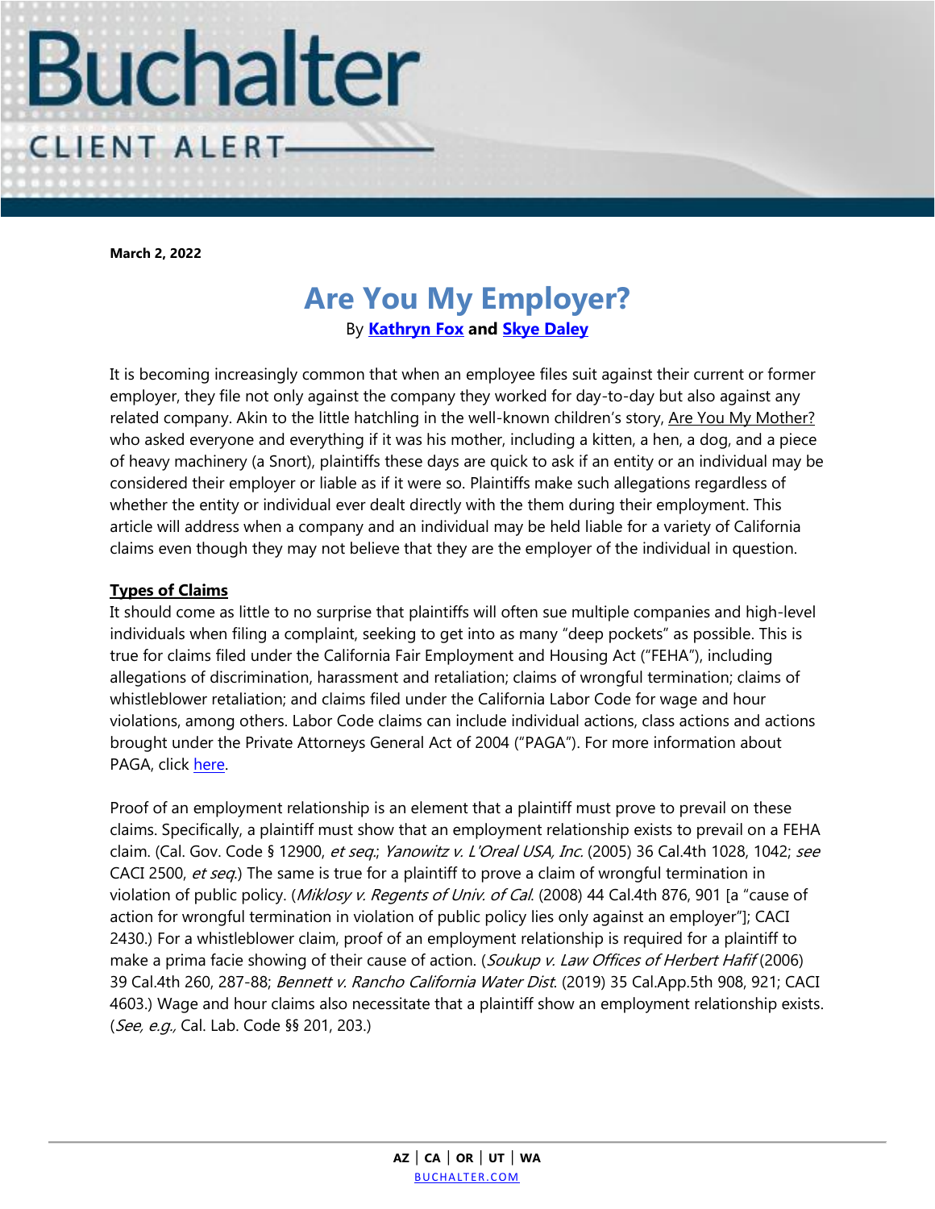Buchalter

CLIENT ALERT

**March 2, 2022**

# Are You My Employer?

By **Kathryn Fox** and **Skye Daley**

It is becoming increasingly common that when an employee files suit against their current or former employer, they file not only against the company they worked for day-to-day but also against any related company. Akin to the little hatchling in the well-known children's story, Are You My Mother? who asked everyone and everything if it was his mother, including a kitten, a hen, a dog, and a piece of heavy machinery (a Snort), plaintiffs these days are quick to ask if an entity or an individual may be considered their employer or liable as if it were so. Plaintiffs make such allegations regardless of whether the entity or individual ever dealt directly with the them during their employment. This article will address when a company and an individual may be held liable for a variety of California claims even though they may not believe that they are the employer of the individual in question.

## Types of Claims

It should come as little to no surprise that plaintiffs will often sue multiple companies and high-level individuals when filing a complaint, seeking to get into as many "deep pockets" as possible. This is true for claims filed under the California Fair Employment and Housing Act ("FEHA"), including allegations of discrimination, harassment and retaliation; claims of wrongful termination; claims of whistleblower retaliation; and claims filed under the California Labor Code for wage and hour violations, among others. Labor Code claims can include individual actions, class actions and actions brought under the Private Attorneys General Act of 2004 ("PAGA"). For more information about PAGA, click here.

Proof of an employment relationship is an element that a plaintiff must prove to prevail on these claims. Specifically, a plaintiff must show that an employment relationship exists to prevail on a FEHA claim. (Cal. Gov. Code § 12900, *et seq*.; *Yanowitz v. L'Oreal USA, Inc.* (2005) 36 Cal.4th 1028, 1042; *see* CACI 2500, *et seq*.) The same is true for a plaintiff to prove a claim of wrongful termination in violation of public policy. (*Miklosy v. Regents of Univ. of Cal.* (2008) 44 Cal.4th 876, 901 [a "cause of action for wrongful termination in violation of public policy lies only against an employer"]; CACI 2430.) For a whistleblower claim, proof of an employment relationship is required for a plaintiff to make a prima facie showing of their cause of action. (*Soukup v. Law Offices of Herbert Hafif* (2006) 39 Cal.4th 260, 287-88; *Bennett v. Rancho California Water Dist.* (2019) 35 Cal.App.5th 908, 921; CACI 4603.) Wage and hour claims also necessitate that a plaintiff show an employment relationship exists. (*See, e.g.,* Cal. Lab. Code §§ 201, 203.)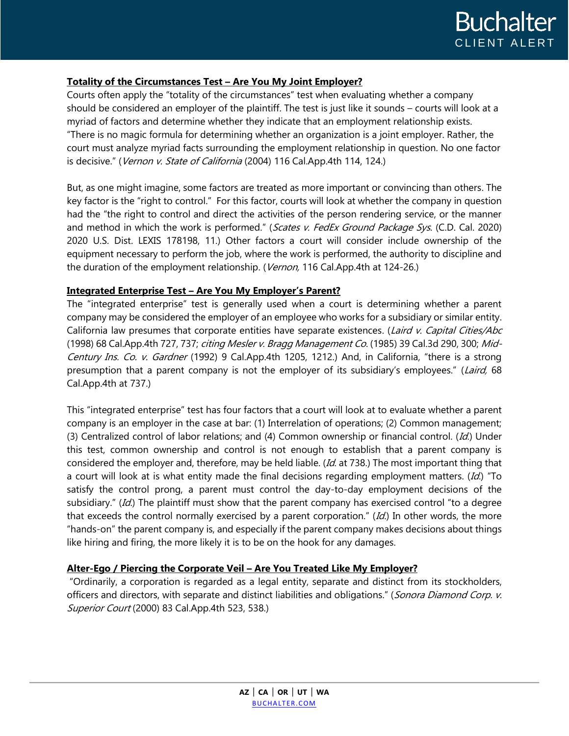### **Totality of the Circumstances Test – Are You My Joint Employer?**

Courts often apply the "totality of the circumstances" test when evaluating whether a company should be considered an employer of the plaintiff. The test is just like it sounds – courts will look at a myriad of factors and determine whether they indicate that an employment relationship exists. "There is no magic formula for determining whether an organization is a joint employer. Rather, the court must analyze myriad facts surrounding the employment relationship in question. No one factor is decisive." (*Vernon v. State of California* (2004) 116 Cal.App.4th 114, 124.)

But, as one might imagine, some factors are treated as more important or convincing than others. The key factor is the "right to control." For this factor, courts will look at whether the company in question had the "the right to control and direct the activities of the person rendering service, or the manner and method in which the work is performed." (*Scates v. FedEx Ground Package Sys*. (C.D. Cal. 2020) 2020 U.S. Dist. LEXIS 178198, 11.) Other factors a court will consider include ownership of the equipment necessary to perform the job, where the work is performed, the authority to discipline and the duration of the employment relationship. (*Vernon,* 116 Cal.App.4th at 124-26.)

### **Integrated Enterprise Test – Are You My Employer's Parent?**

The "integrated enterprise" test is generally used when a court is determining whether a parent company may be considered the employer of an employee who works for a subsidiary or similar entity. California law presumes that corporate entities have separate existences. (*Laird v. Capital Cities/Abc* (1998) 68 Cal.App.4th 727, 737; *citing Mesler v. Bragg Management Co*. (1985) 39 Cal.3d 290, 300; *Mid-Century Ins. Co. v. Gardner* (1992) 9 Cal.App.4th 1205, 1212.) And, in California, "there is a strong presumption that a parent company is not the employer of its subsidiary's employees." (*Laird,* 68 Cal.App.4th at 737.)

This "integrated enterprise" test has four factors that a court will look at to evaluate whether a parent company is an employer in the case at bar: (1) Interrelation of operations; (2) Common management; (3) Centralized control of labor relations; and (4) Common ownership or financial control. (*Id.*) Under this test, common ownership and control is not enough to establish that a parent company is considered the employer and, therefore, may be held liable. (*Id.* at 738.) The most important thing that a court will look at is what entity made the final decisions regarding employment matters. (*Id.*) "To satisfy the control prong, a parent must control the day-to-day employment decisions of the subsidiary." (*Id.*) The plaintiff must show that the parent company has exercised control "to a degree that exceeds the control normally exercised by a parent corporation." (*Id.*) In other words, the more "hands-on" the parent company is, and especially if the parent company makes decisions about things like hiring and firing, the more likely it is to be on the hook for any damages.

### **Alter-Ego / Piercing the Corporate Veil – Are You Treated Like My Employer?**

"Ordinarily, a corporation is regarded as a legal entity, separate and distinct from its stockholders, officers and directors, with separate and distinct liabilities and obligations." (*Sonora Diamond Corp. v. Superior Court* (2000) 83 Cal.App.4th 523, 538.)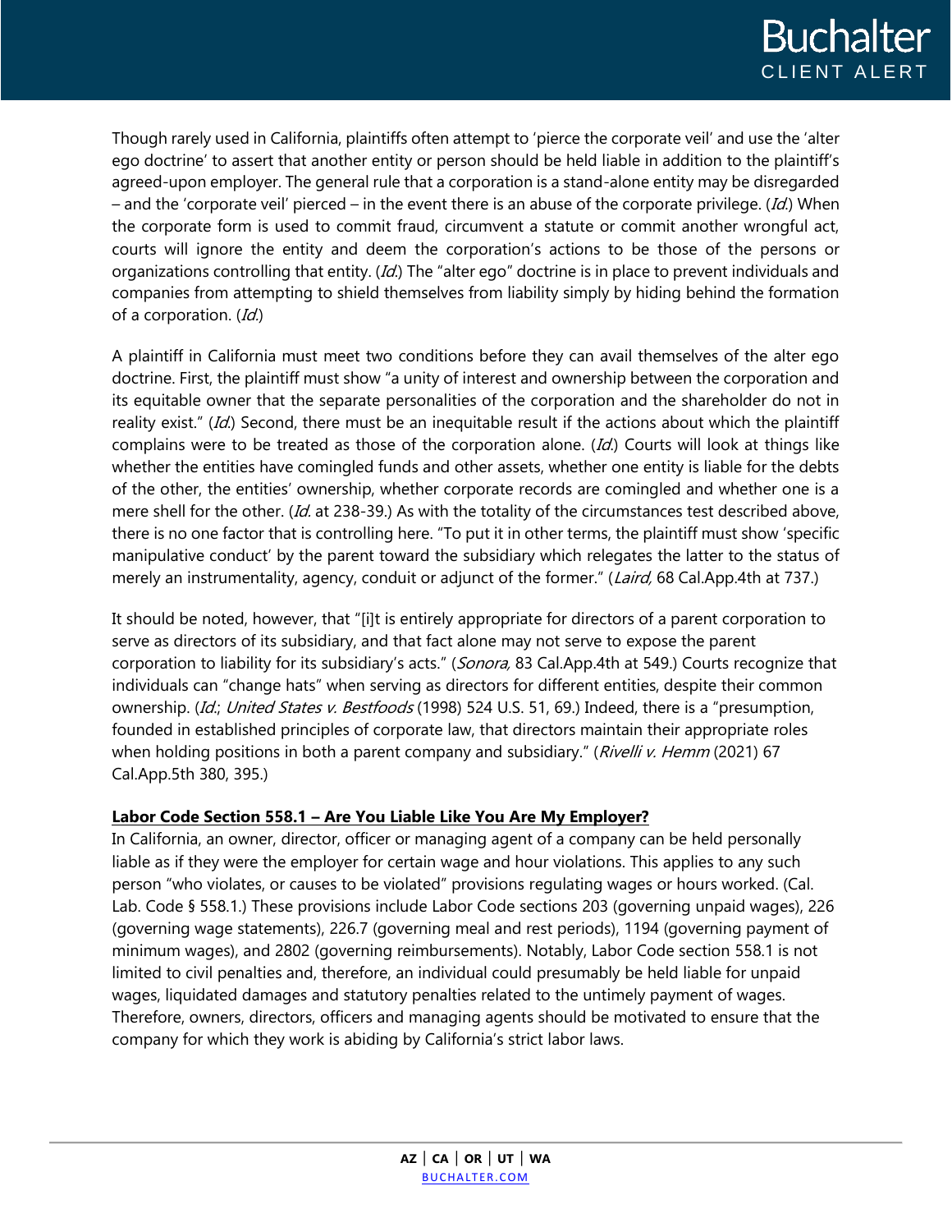Though rarely used in California, plaintiffs often attempt to 'pierce the corporate veil' and use the 'alter ego doctrine' to assert that another entity or person should be held liable in addition to the plaintiff's agreed-upon employer. The general rule that a corporation is a stand-alone entity may be disregarded – and the 'corporate veil' pierced – in the event there is an abuse of the corporate privilege. (*Id.*) When the corporate form is used to commit fraud, circumvent a statute or commit another wrongful act, courts will ignore the entity and deem the corporation's actions to be those of the persons or organizations controlling that entity. (*Id.*) The "alter ego" doctrine is in place to prevent individuals and companies from attempting to shield themselves from liability simply by hiding behind the formation of a corporation. (*Id.*)

A plaintiff in California must meet two conditions before they can avail themselves of the alter ego doctrine. First, the plaintiff must show "a unity of interest and ownership between the corporation and its equitable owner that the separate personalities of the corporation and the shareholder do not in reality exist." (*Id.*) Second, there must be an inequitable result if the actions about which the plaintiff complains were to be treated as those of the corporation alone. (*Id.*) Courts will look at things like whether the entities have comingled funds and other assets, whether one entity is liable for the debts of the other, the entities' ownership, whether corporate records are comingled and whether one is a mere shell for the other. (*Id.* at 238-39.) As with the totality of the circumstances test described above, there is no one factor that is controlling here. "To put it in other terms, the plaintiff must show 'specific manipulative conduct' by the parent toward the subsidiary which relegates the latter to the status of merely an instrumentality, agency, conduit or adjunct of the former." (*Laird,* 68 Cal.App.4th at 737.)

It should be noted, however, that "[i]t is entirely appropriate for directors of a parent corporation to serve as directors of its subsidiary, and that fact alone may not serve to expose the parent corporation to liability for its subsidiary's acts." (*Sonora,* 83 Cal.App.4th at 549.) Courts recognize that individuals can "change hats" when serving as directors for different entities, despite their common ownership. (*Id.*; *United States v. Bestfoods* (1998) 524 U.S. 51, 69.) Indeed, there is a "presumption, founded in established principles of corporate law, that directors maintain their appropriate roles when holding positions in both a parent company and subsidiary." (*Rivelli v. Hemm* (2021) 67 Cal.App.5th 380, 395.)

**Labor Code Section 558.1 – Are You Liable Like You Are My Employer?**

In California, an owner, director, officer or managing agent of a company can be held personally liable as if they were the employer for certain wage and hour violations. This applies to any such person "who violates, or causes to be violated" provisions regulating wages or hours worked. (Cal. Lab. Code § 558.1.) These provisions include Labor Code sections 203 (governing unpaid wages), 226 (governing wage statements), 226.7 (governing meal and rest periods), 1194 (governing payment of minimum wages), and 2802 (governing reimbursements). Notably, Labor Code section 558.1 is not limited to civil penalties and, therefore, an individual could presumably be held liable for unpaid wages, liquidated damages and statutory penalties related to the untimely payment of wages. Therefore, owners, directors, officers and managing agents should be motivated to ensure that the company for which they work is abiding by California's strict labor laws.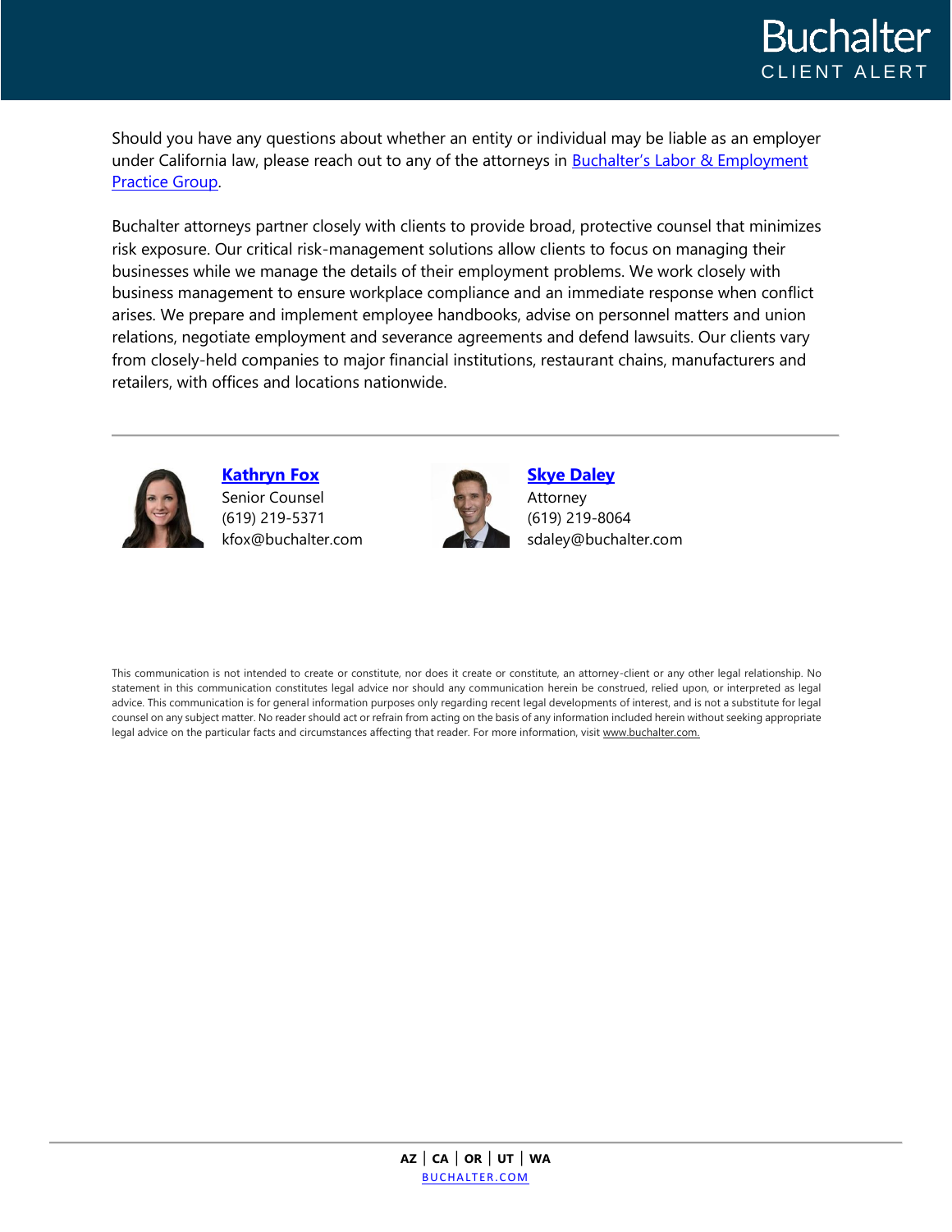Should you have any questions about whether an entity or individual may be liable as an employer under California law, please reach out to any of the attorneys in [Buchalter's Labor & Employment Practice Group](#).

Buchalter attorneys partner closely with clients to provide broad, protective counsel that minimizes risk exposure. Our critical risk-management solutions allow clients to focus on managing their businesses while we manage the details of their employment problems. We work closely with business management to ensure workplace compliance and an immediate response when conflict arises. We prepare and implement employee handbooks, advise on personnel matters and union relations, negotiate employment and severance agreements and defend lawsuits. Our clients vary from closely-held companies to major financial institutions, restaurant chains, manufacturers and retailers, with offices and locations nationwide.

---

**Kathryn Fox**
Senior Counsel
(619) 219-5371
kfox@buchalter.com

**Skye Daley**
Attorney
(619) 219-8064
sdaley@buchalter.com

This communication is not intended to create or constitute, nor does it create or constitute, an attorney-client or any other legal relationship. No statement in this communication constitutes legal advice nor should any communication herein be construed, relied upon, or interpreted as legal advice. This communication is for general information purposes only regarding recent legal developments of interest, and is not a substitute for legal counsel on any subject matter. No reader should act or refrain from acting on the basis of any information included herein without seeking appropriate legal advice on the particular facts and circumstances affecting that reader. For more information, visit www.buchalter.com.